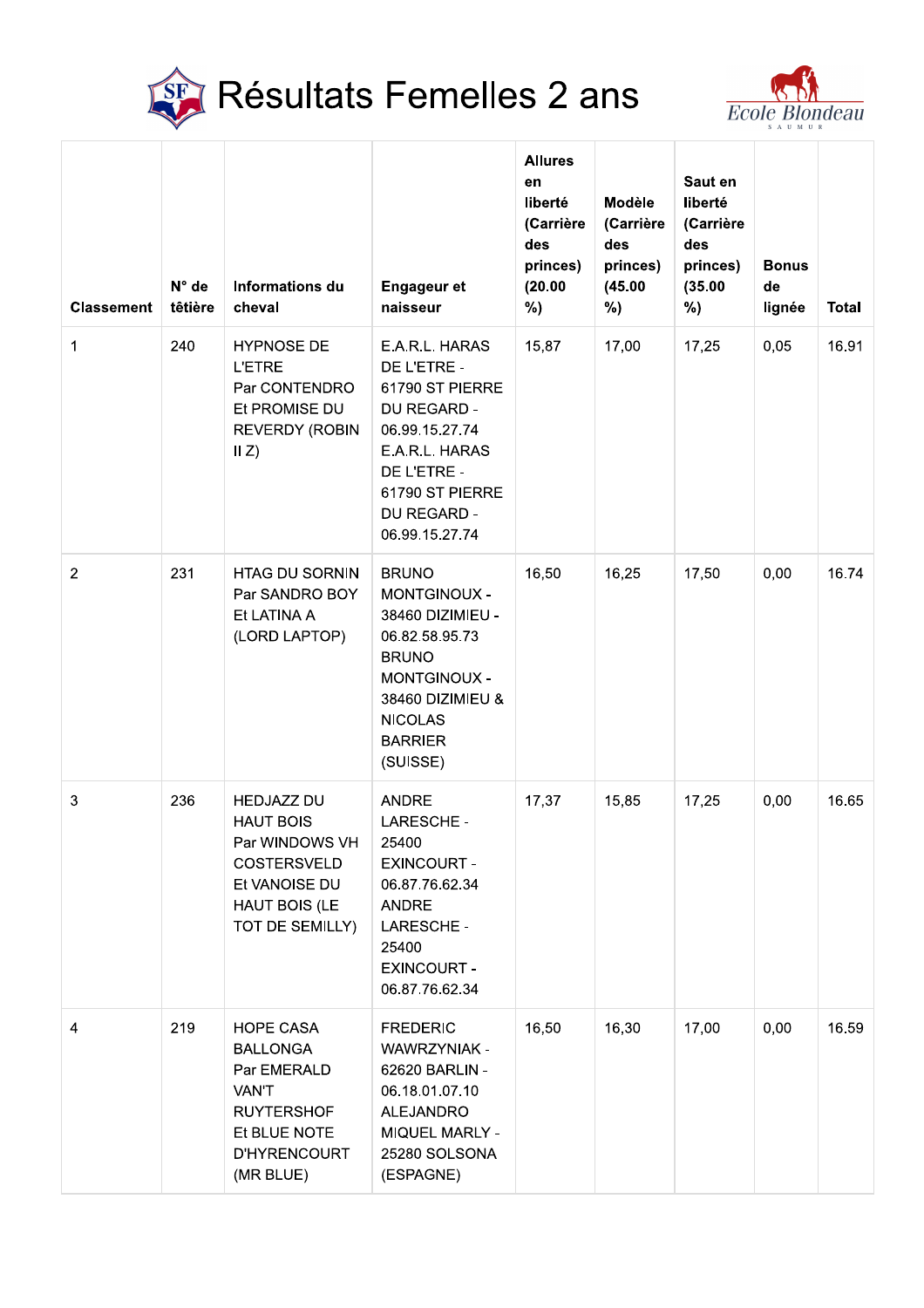# Résultats Femelles 2 ans

Ecole Blondeau SAUMUR

| Classement | N° de têtière | Informations du cheval | Engageur et naisseur | Allures en liberté (Carrière des princes) (20.00 %) | Modèle (Carrière des princes) (45.00 %) | Saut en liberté (Carrière des princes) (35.00 %) | Bonus de lignée | Total |
|---|---|---|---|---|---|---|---|---|
| 1 | 240 | HYPNOSE DE L'ETRE Par CONTENDRO Et PROMISE DU REVERDY (ROBIN II Z) | E.A.R.L. HARAS DE L'ETRE - 61790 ST PIERRE DU REGARD - 06.99.15.27.74 E.A.R.L. HARAS DE L'ETRE - 61790 ST PIERRE DU REGARD - 06.99.15.27.74 | 15,87 | 17,00 | 17,25 | 0,05 | 16.91 |
| 2 | 231 | HTAG DU SORNIN Par SANDRO BOY Et LATINA A (LORD LAPTOP) | BRUNO MONTGINOUX - 38460 DIZIMIEU - 06.82.58.95.73 BRUNO MONTGINOUX - 38460 DIZIMIEU & NICOLAS BARRIER (SUISSE) | 16,50 | 16,25 | 17,50 | 0,00 | 16.74 |
| 3 | 236 | HEDJAZZ DU HAUT BOIS Par WINDOWS VH COSTERSVELD Et VANOISE DU HAUT BOIS (LE TOT DE SEMILLY) | ANDRE LARESCHE - 25400 EXINCOURT - 06.87.76.62.34 ANDRE LARESCHE - 25400 EXINCOURT - 06.87.76.62.34 | 17,37 | 15,85 | 17,25 | 0,00 | 16.65 |
| 4 | 219 | HOPE CASA BALLONGA Par EMERALD VAN'T RUYTERSHOF Et BLUE NOTE D'HYRENCOURT (MR BLUE) | FREDERIC WAWRZYNIAK - 62620 BARLIN - 06.18.01.07.10 ALEJANDRO MIQUEL MARLY - 25280 SOLSONA (ESPAGNE) | 16,50 | 16,30 | 17,00 | 0,00 | 16.59 |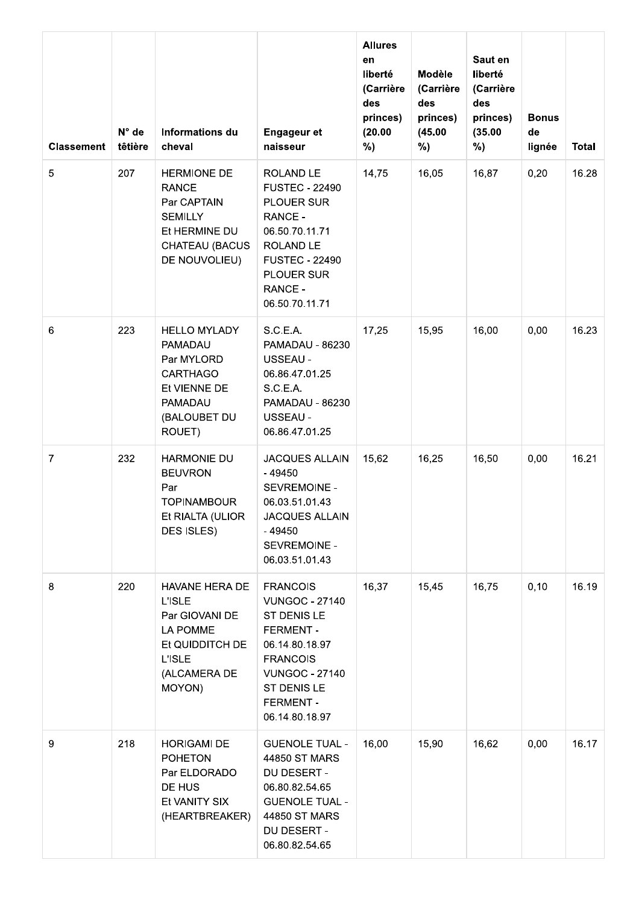| Classement | N° de têtière | Informations du cheval | Engageur et naisseur | Allures en liberté (Carrière des princes) (20.00 %) | Modèle (Carrière des princes) (45.00 %) | Saut en liberté (Carrière des princes) (35.00 %) | Bonus de lignée | Total |
|---|---|---|---|---|---|---|---|---|
| 5 | 207 | HERMIONE DE RANCE Par CAPTAIN SEMILLY Et HERMINE DU CHATEAU (BACUS DE NOUVOLIEU) | ROLAND LE FUSTEC - 22490 PLOUER SUR RANCE - 06.50.70.11.71 ROLAND LE FUSTEC - 22490 PLOUER SUR RANCE - 06.50.70.11.71 | 14,75 | 16,05 | 16,87 | 0,20 | 16.28 |
| 6 | 223 | HELLO MYLADY PAMADAU Par MYLORD CARTHAGO Et VIENNE DE PAMADAU (BALOUBET DU ROUET) | S.C.E.A. PAMADAU - 86230 USSEAU - 06.86.47.01.25 S.C.E.A. PAMADAU - 86230 USSEAU - 06.86.47.01.25 | 17,25 | 15,95 | 16,00 | 0,00 | 16.23 |
| 7 | 232 | HARMONIE DU BEUVRON Par TOPINAMBOUR Et RIALTA (ULIOR DES ISLES) | JACQUES ALLAIN - 49450 SEVREMOINE - 06.03.51.01.43 JACQUES ALLAIN - 49450 SEVREMOINE - 06.03.51.01.43 | 15,62 | 16,25 | 16,50 | 0,00 | 16.21 |
| 8 | 220 | HAVANE HERA DE L'ISLE Par GIOVANI DE LA POMME Et QUIDDITCH DE L'ISLE (ALCAMERA DE MOYON) | FRANCOIS VUNGOC - 27140 ST DENIS LE FERMENT - 06.14.80.18.97 FRANCOIS VUNGOC - 27140 ST DENIS LE FERMENT - 06.14.80.18.97 | 16,37 | 15,45 | 16,75 | 0,10 | 16.19 |
| 9 | 218 | HORIGAMI DE POHETON Par ELDORADO DE HUS Et VANITY SIX (HEARTBREAKER) | GUENOLE TUAL - 44850 ST MARS DU DESERT - 06.80.82.54.65 GUENOLE TUAL - 44850 ST MARS DU DESERT - 06.80.82.54.65 | 16,00 | 15,90 | 16,62 | 0,00 | 16.17 |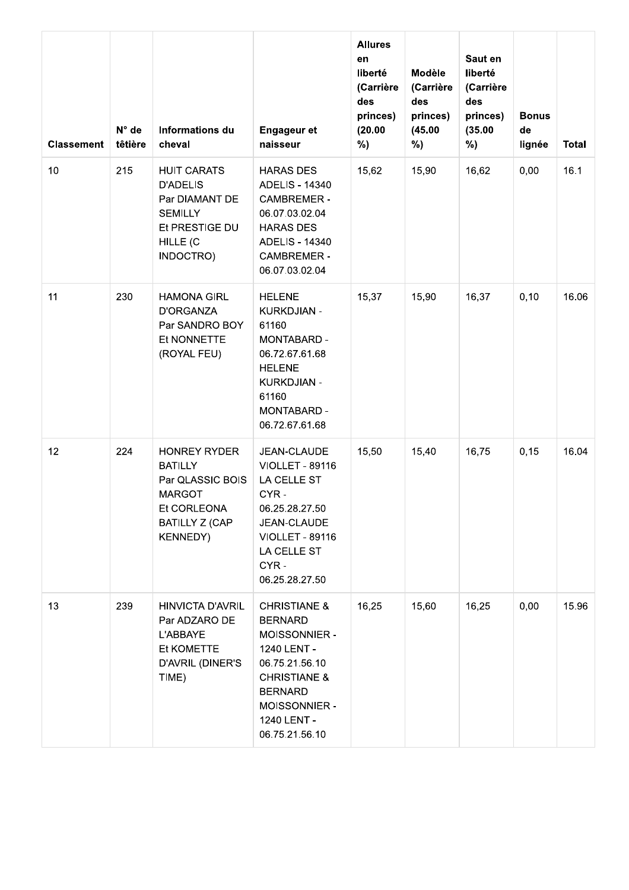| Classement | N° de têtière | Informations du cheval | Engageur et naisseur | Allures en liberté (Carrière des princes) (20.00 %) | Modèle (Carrière des princes) (45.00 %) | Saut en liberté (Carrière des princes) (35.00 %) | Bonus de lignée | Total |
|---|---|---|---|---|---|---|---|---|
| 10 | 215 | HUIT CARATS D'ADELIS Par DIAMANT DE SEMILLY Et PRESTIGE DU HILLE (C INDOCTRO) | HARAS DES ADELIS - 14340 CAMBREMER - 06.07.03.02.04 HARAS DES ADELIS - 14340 CAMBREMER - 06.07.03.02.04 | 15,62 | 15,90 | 16,62 | 0,00 | 16.1 |
| 11 | 230 | HAMONA GIRL D'ORGANZA Par SANDRO BOY Et NONNETTE (ROYAL FEU) | HELENE KURKDJIAN - 61160 MONTABARD - 06.72.67.61.68 HELENE KURKDJIAN - 61160 MONTABARD - 06.72.67.61.68 | 15,37 | 15,90 | 16,37 | 0,10 | 16.06 |
| 12 | 224 | HONREY RYDER BATILLY Par QLASSIC BOIS MARGOT Et CORLEONA BATILLY Z (CAP KENNEDY) | JEAN-CLAUDE VIOLLET - 89116 LA CELLE ST CYR - 06.25.28.27.50 JEAN-CLAUDE VIOLLET - 89116 LA CELLE ST CYR - 06.25.28.27.50 | 15,50 | 15,40 | 16,75 | 0,15 | 16.04 |
| 13 | 239 | HINVICTA D'AVRIL Par ADZARO DE L'ABBAYE Et KOMETTE D'AVRIL (DINER'S TIME) | CHRISTIANE & BERNARD MOISSONNIER - 1240 LENT - 06.75.21.56.10 CHRISTIANE & BERNARD MOISSONNIER - 1240 LENT - 06.75.21.56.10 | 16,25 | 15,60 | 16,25 | 0,00 | 15.96 |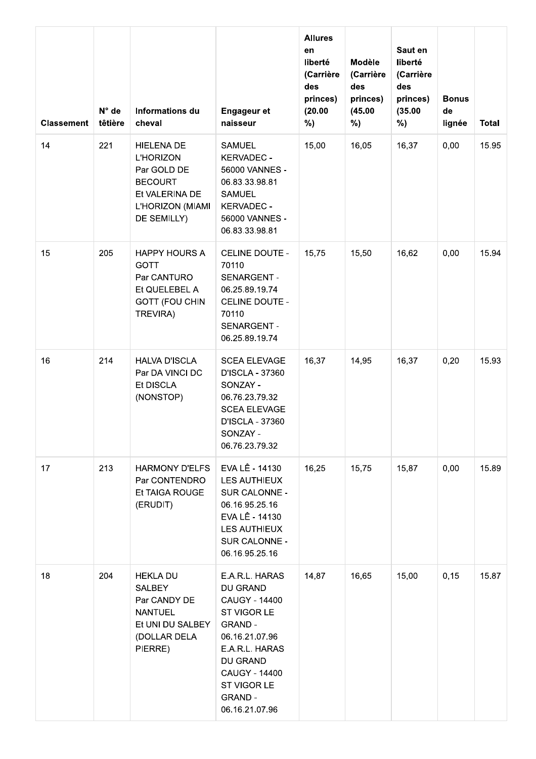| Classement | N° de têtière | Informations du cheval | Engageur et naisseur | Allures en liberté (Carrière des princes) (20.00 %) | Modèle (Carrière des princes) (45.00 %) | Saut en liberté (Carrière des princes) (35.00 %) | Bonus de lignée | Total |
|---|---|---|---|---|---|---|---|---|
| 14 | 221 | HIELENA DE L'HORIZON Par GOLD DE BECOURT Et VALERINA DE L'HORIZON (MIAMI DE SEMILLY) | SAMUEL KERVADEC - 56000 VANNES - 06.83.33.98.81 SAMUEL KERVADEC - 56000 VANNES - 06.83.33.98.81 | 15,00 | 16,05 | 16,37 | 0,00 | 15.95 |
| 15 | 205 | HAPPY HOURS A GOTT Par CANTURO Et QUELEBEL A GOTT (FOU CHIN TREVIRA) | CELINE DOUTE - 70110 SENARGENT - 06.25.89.19.74 CELINE DOUTE - 70110 SENARGENT - 06.25.89.19.74 | 15,75 | 15,50 | 16,62 | 0,00 | 15.94 |
| 16 | 214 | HALVA D'ISCLA Par DA VINCI DC Et DISCLA (NONSTOP) | SCEA ELEVAGE D'ISCLA - 37360 SONZAY - 06.76.23.79.32 SCEA ELEVAGE D'ISCLA - 37360 SONZAY - 06.76.23.79.32 | 16,37 | 14,95 | 16,37 | 0,20 | 15.93 |
| 17 | 213 | HARMONY D'ELFS Par CONTENDRO Et TAIGA ROUGE (ERUDIT) | EVA LÊ - 14130 LES AUTHIEUX SUR CALONNE - 06.16.95.25.16 EVA LÊ - 14130 LES AUTHIEUX SUR CALONNE - 06.16.95.25.16 | 16,25 | 15,75 | 15,87 | 0,00 | 15.89 |
| 18 | 204 | HEKLA DU SALBEY Par CANDY DE NANTUEL Et UNI DU SALBEY (DOLLAR DELA PIERRE) | E.A.R.L. HARAS DU GRAND CAUGY - 14400 ST VIGOR LE GRAND - 06.16.21.07.96 E.A.R.L. HARAS DU GRAND CAUGY - 14400 ST VIGOR LE GRAND - 06.16.21.07.96 | 14,87 | 16,65 | 15,00 | 0,15 | 15.87 |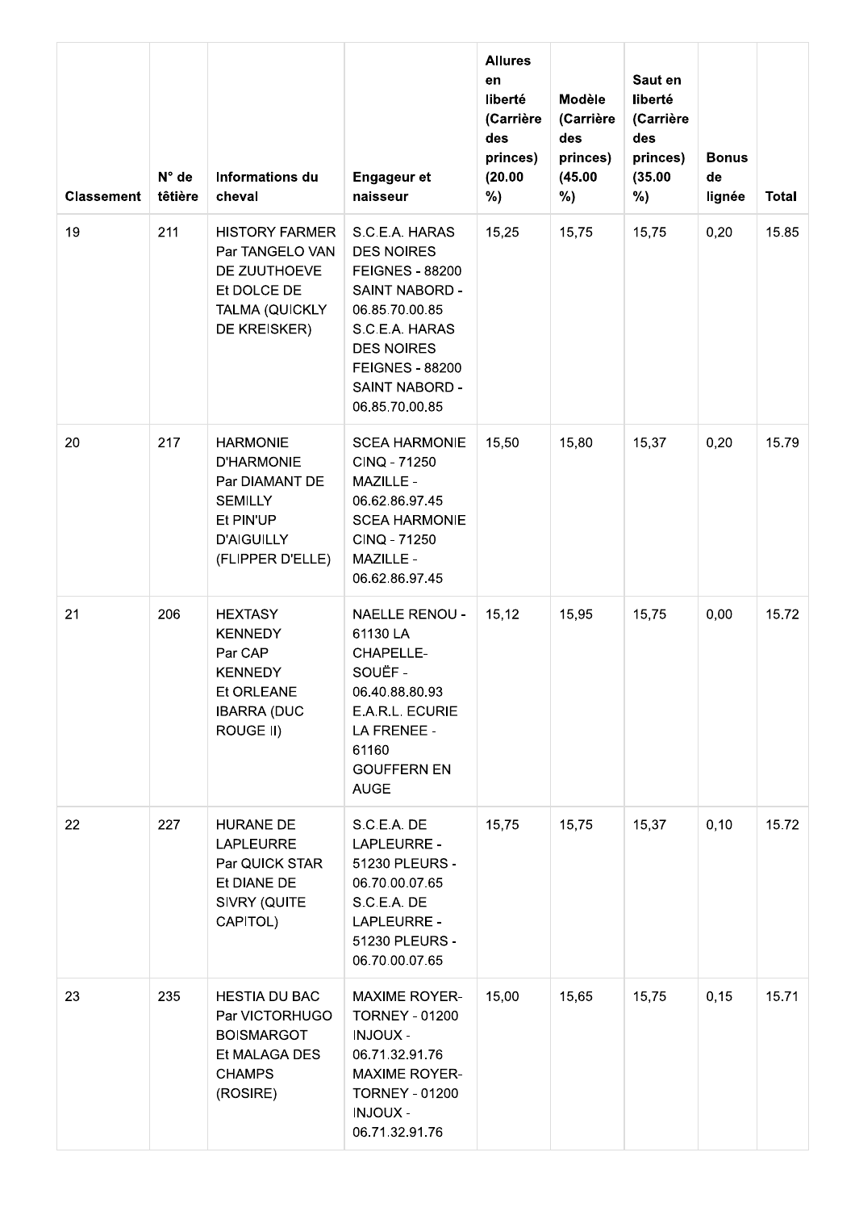| Classement | N° de têtière | Informations du cheval | Engageur et naisseur | Allures en liberté (Carrière des princes) (20.00 %) | Modèle (Carrière des princes) (45.00 %) | Saut en liberté (Carrière des princes) (35.00 %) | Bonus de lignée | Total |
|---|---|---|---|---|---|---|---|---|
| 19 | 211 | HISTORY FARMER Par TANGELO VAN DE ZUUTHOEVE Et DOLCE DE TALMA (QUICKLY DE KREISKER) | S.C.E.A. HARAS DES NOIRES FEIGNES - 88200 SAINT NABORD - 06.85.70.00.85 S.C.E.A. HARAS DES NOIRES FEIGNES - 88200 SAINT NABORD - 06.85.70.00.85 | 15,25 | 15,75 | 15,75 | 0,20 | 15.85 |
| 20 | 217 | HARMONIE D'HARMONIE Par DIAMANT DE SEMILLY Et PIN'UP D'AIGUILLY (FLIPPER D'ELLE) | SCEA HARMONIE CINQ - 71250 MAZILLE - 06.62.86.97.45 SCEA HARMONIE CINQ - 71250 MAZILLE - 06.62.86.97.45 | 15,50 | 15,80 | 15,37 | 0,20 | 15.79 |
| 21 | 206 | HEXTASY KENNEDY Par CAP KENNEDY Et ORLEANE IBARRA (DUC ROUGE II) | NAELLE RENOU - 61130 LA CHAPELLE-SOUËF - 06.40.88.80.93 E.A.R.L. ECURIE LA FRENEE - 61160 GOUFFERN EN AUGE | 15,12 | 15,95 | 15,75 | 0,00 | 15.72 |
| 22 | 227 | HURANE DE LAPLEURRE Par QUICK STAR Et DIANE DE SIVRY (QUITE CAPITOL) | S.C.E.A. DE LAPLEURRE - 51230 PLEURS - 06.70.00.07.65 S.C.E.A. DE LAPLEURRE - 51230 PLEURS - 06.70.00.07.65 | 15,75 | 15,75 | 15,37 | 0,10 | 15.72 |
| 23 | 235 | HESTIA DU BAC Par VICTORHUGO BOISMARGOT Et MALAGA DES CHAMPS (ROSIRE) | MAXIME ROYER-TORNEY - 01200 INJOUX - 06.71.32.91.76 MAXIME ROYER-TORNEY - 01200 INJOUX - 06.71.32.91.76 | 15,00 | 15,65 | 15,75 | 0,15 | 15.71 |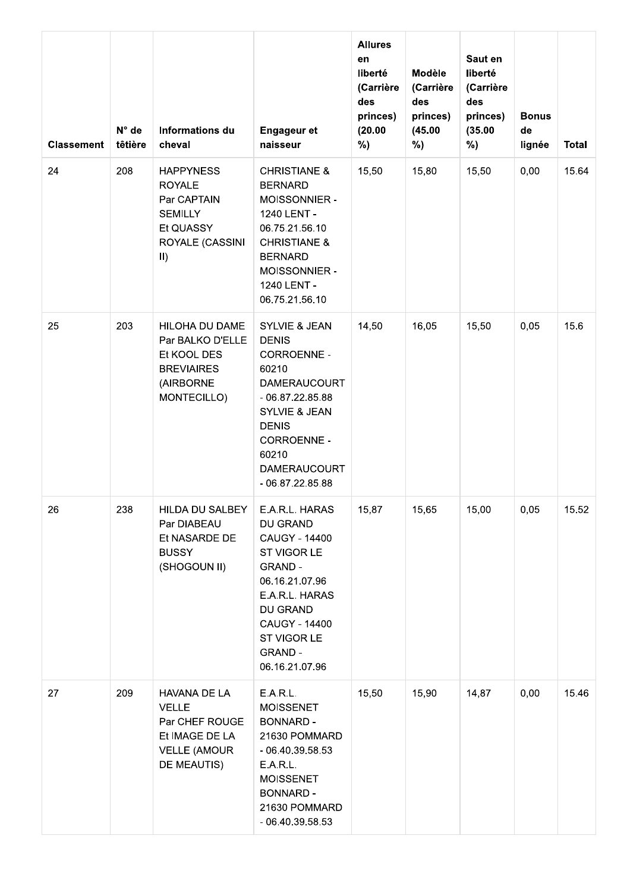| Classement | N° de têtière | Informations du cheval | Engageur et naisseur | Allures en liberté (Carrière des princes) (20.00 %) | Modèle (Carrière des princes) (45.00 %) | Saut en liberté (Carrière des princes) (35.00 %) | Bonus de lignée | Total |
|---|---|---|---|---|---|---|---|---|
| 24 | 208 | HAPPYNESS ROYALE Par CAPTAIN SEMILLY Et QUASSY ROYALE (CASSINI II) | CHRISTIANE & BERNARD MOISSONNIER - 1240 LENT - 06.75.21.56.10 CHRISTIANE & BERNARD MOISSONNIER - 1240 LENT - 06.75.21.56.10 | 15,50 | 15,80 | 15,50 | 0,00 | 15.64 |
| 25 | 203 | HILOHA DU DAME Par BALKO D'ELLE Et KOOL DES BREVIAIRES (AIRBORNE MONTECILLO) | SYLVIE & JEAN DENIS CORROENNE - 60210 DAMERAUCOURT - 06.87.22.85.88 SYLVIE & JEAN DENIS CORROENNE - 60210 DAMERAUCOURT - 06.87.22.85.88 | 14,50 | 16,05 | 15,50 | 0,05 | 15.6 |
| 26 | 238 | HILDA DU SALBEY Par DIABEAU Et NASARDE DE BUSSY (SHOGOUN II) | E.A.R.L. HARAS DU GRAND CAUGY - 14400 ST VIGOR LE GRAND - 06.16.21.07.96 E.A.R.L. HARAS DU GRAND CAUGY - 14400 ST VIGOR LE GRAND - 06.16.21.07.96 | 15,87 | 15,65 | 15,00 | 0,05 | 15.52 |
| 27 | 209 | HAVANA DE LA VELLE Par CHEF ROUGE Et IMAGE DE LA VELLE (AMOUR DE MEAUTIS) | E.A.R.L. MOISSENET BONNARD - 21630 POMMARD - 06.40.39.58.53 E.A.R.L. MOISSENET BONNARD - 21630 POMMARD - 06.40.39.58.53 | 15,50 | 15,90 | 14,87 | 0,00 | 15.46 |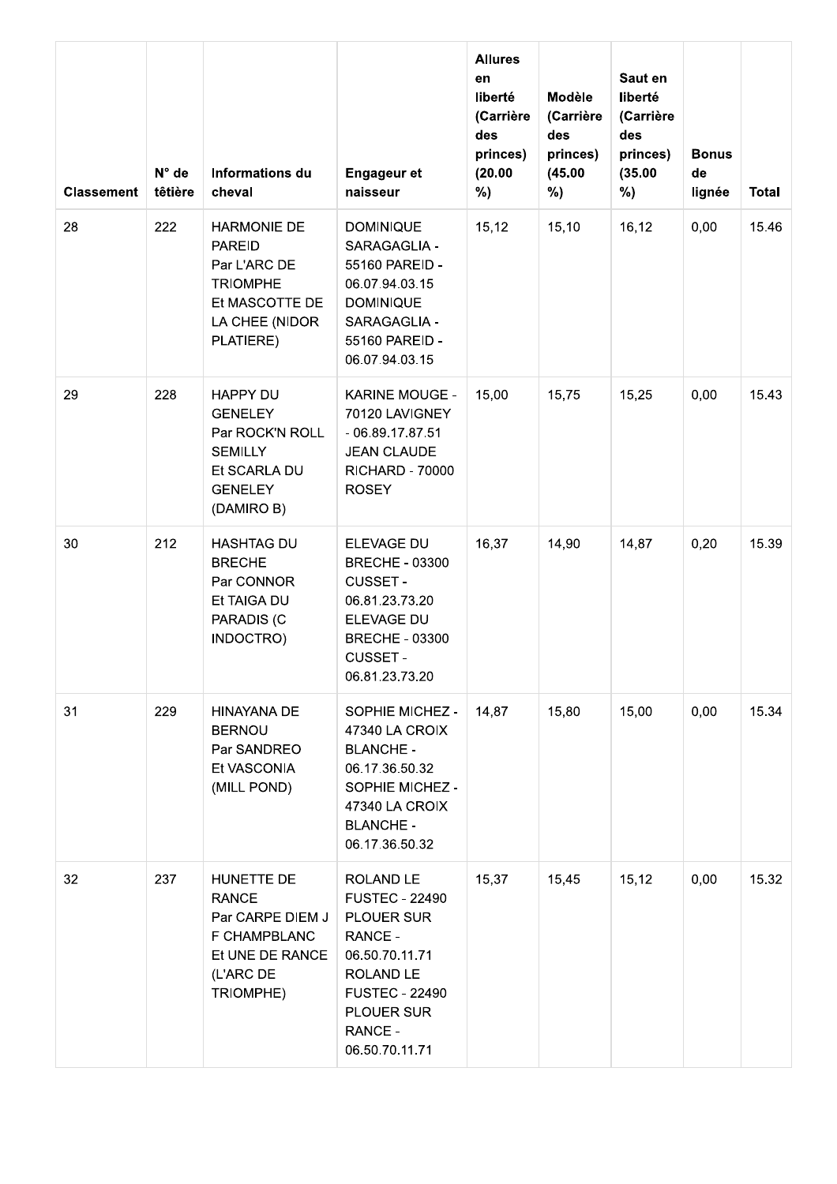| Classement | N° de têtière | Informations du cheval | Engageur et naisseur | Allures en liberté (Carrière des princes) (20.00 %) | Modèle (Carrière des princes) (45.00 %) | Saut en liberté (Carrière des princes) (35.00 %) | Bonus de lignée | Total |
|---|---|---|---|---|---|---|---|---|
| 28 | 222 | HARMONIE DE PAREID Par L'ARC DE TRIOMPHE Et MASCOTTE DE LA CHEE (NIDOR PLATIERE) | DOMINIQUE SARAGAGLIA - 55160 PAREID - 06.07.94.03.15 DOMINIQUE SARAGAGLIA - 55160 PAREID - 06.07.94.03.15 | 15,12 | 15,10 | 16,12 | 0,00 | 15.46 |
| 29 | 228 | HAPPY DU GENELEY Par ROCK'N ROLL SEMILLY Et SCARLA DU GENELEY (DAMIRO B) | KARINE MOUGE - 70120 LAVIGNEY - 06.89.17.87.51 JEAN CLAUDE RICHARD - 70000 ROSEY | 15,00 | 15,75 | 15,25 | 0,00 | 15.43 |
| 30 | 212 | HASHTAG DU BRECHE Par CONNOR Et TAIGA DU PARADIS (C INDOCTRO) | ELEVAGE DU BRECHE - 03300 CUSSET - 06.81.23.73.20 ELEVAGE DU BRECHE - 03300 CUSSET - 06.81.23.73.20 | 16,37 | 14,90 | 14,87 | 0,20 | 15.39 |
| 31 | 229 | HINAYANA DE BERNOU Par SANDREO Et VASCONIA (MILL POND) | SOPHIE MICHEZ - 47340 LA CROIX BLANCHE - 06.17.36.50.32 SOPHIE MICHEZ - 47340 LA CROIX BLANCHE - 06.17.36.50.32 | 14,87 | 15,80 | 15,00 | 0,00 | 15.34 |
| 32 | 237 | HUNETTE DE RANCE Par CARPE DIEM J F CHAMPBLANC Et UNE DE RANCE (L'ARC DE TRIOMPHE) | ROLAND LE FUSTEC - 22490 PLOUER SUR RANCE - 06.50.70.11.71 ROLAND LE FUSTEC - 22490 PLOUER SUR RANCE - 06.50.70.11.71 | 15,37 | 15,45 | 15,12 | 0,00 | 15.32 |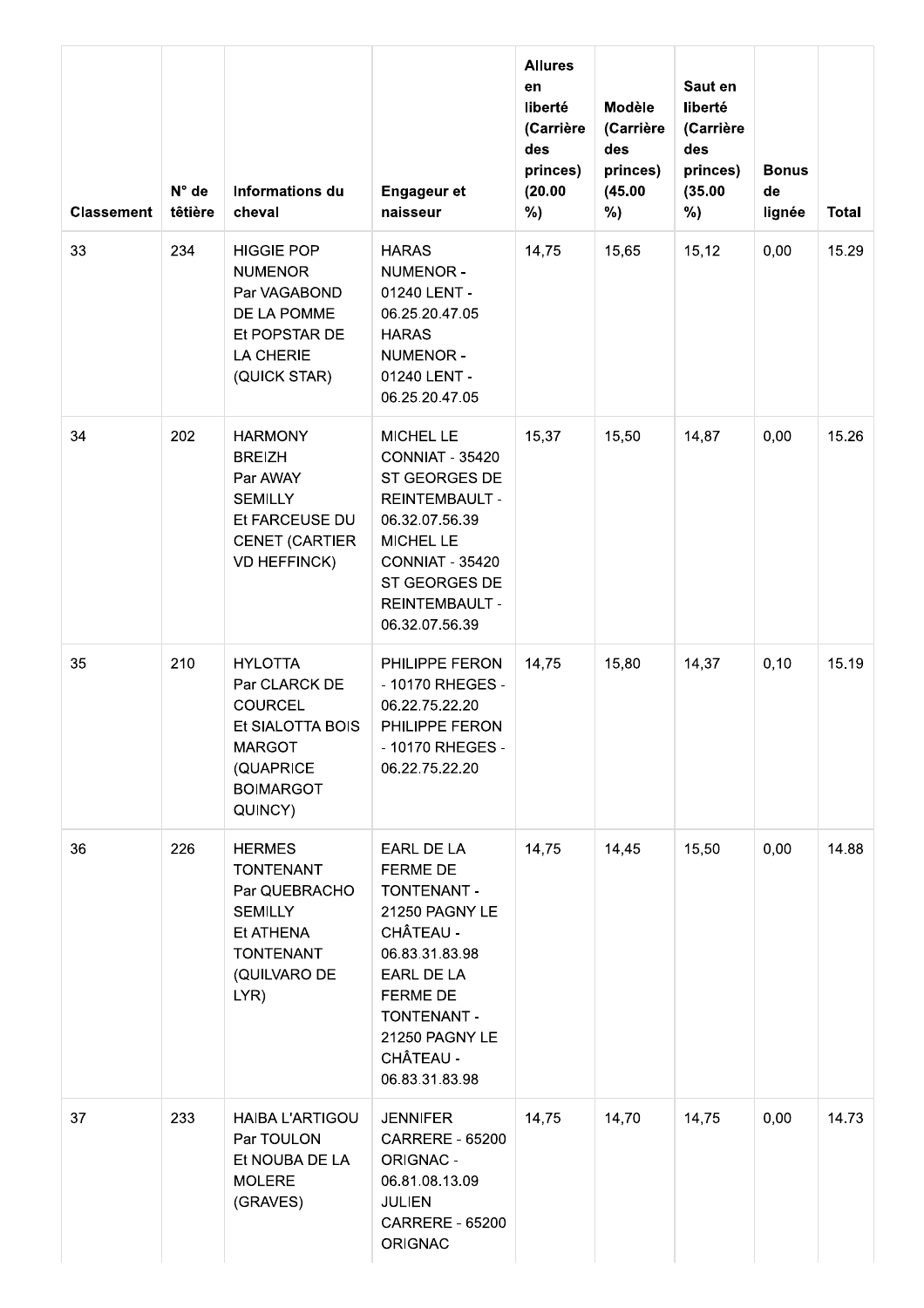| Classement | N° de têtière | Informations du cheval | Engageur et naisseur | Allures en liberté (Carrière des princes) (20.00 %) | Modèle (Carrière des princes) (45.00 %) | Saut en liberté (Carrière des princes) (35.00 %) | Bonus de lignée | Total |
|---|---|---|---|---|---|---|---|---|
| 33 | 234 | HIGGIE POP NUMENOR Par VAGABOND DE LA POMME Et POPSTAR DE LA CHERIE (QUICK STAR) | HARAS NUMENOR - 01240 LENT - 06.25.20.47.05 HARAS NUMENOR - 01240 LENT - 06.25.20.47.05 | 14,75 | 15,65 | 15,12 | 0,00 | 15.29 |
| 34 | 202 | HARMONY BREIZH Par AWAY SEMILLY Et FARCEUSE DU CENET (CARTIER VD HEFFINCK) | MICHEL LE CONNIAT - 35420 ST GEORGES DE REINTEMBAULT - 06.32.07.56.39 MICHEL LE CONNIAT - 35420 ST GEORGES DE REINTEMBAULT - 06.32.07.56.39 | 15,37 | 15,50 | 14,87 | 0,00 | 15.26 |
| 35 | 210 | HYLOTTA Par CLARCK DE COURCEL Et SIALOTTA BOIS MARGOT (QUAPRICE BOIMARGOT QUINCY) | PHILIPPE FERON - 10170 RHEGES - 06.22.75.22.20 PHILIPPE FERON - 10170 RHEGES - 06.22.75.22.20 | 14,75 | 15,80 | 14,37 | 0,10 | 15.19 |
| 36 | 226 | HERMES TONTENANT Par QUEBRACHO SEMILLY Et ATHENA TONTENANT (QUILVARO DE LYR) | EARL DE LA FERME DE TONTENANT - 21250 PAGNY LE CHÂTEAU - 06.83.31.83.98 EARL DE LA FERME DE TONTENANT - 21250 PAGNY LE CHÂTEAU - 06.83.31.83.98 | 14,75 | 14,45 | 15,50 | 0,00 | 14.88 |
| 37 | 233 | HAIBA L'ARTIGOU Par TOULON Et NOUBA DE LA MOLERE (GRAVES) | JENNIFER CARRERE - 65200 ORIGNAC - 06.81.08.13.09 JULIEN CARRERE - 65200 ORIGNAC | 14,75 | 14,70 | 14,75 | 0,00 | 14.73 |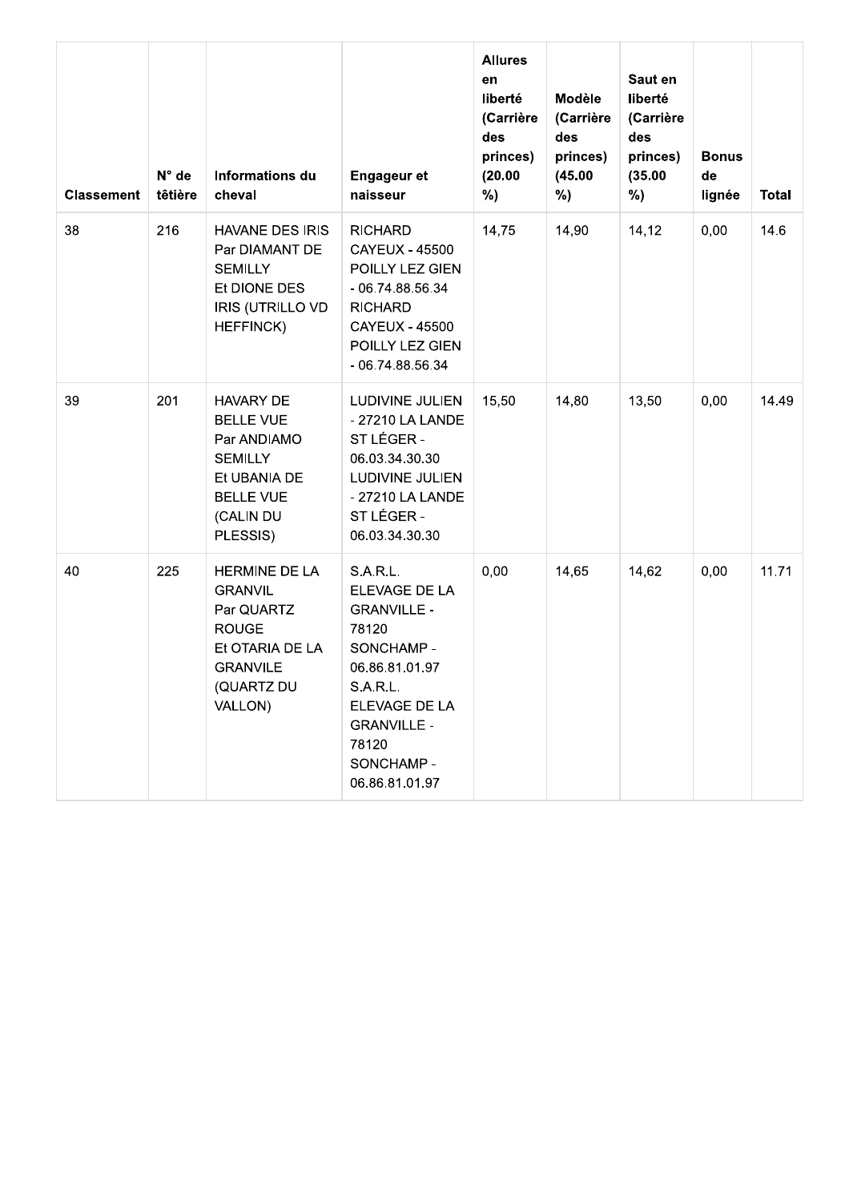| Classement | N° de têtière | Informations du cheval | Engageur et naisseur | Allures en liberté (Carrière des princes) (20.00 %) | Modèle (Carrière des princes) (45.00 %) | Saut en liberté (Carrière des princes) (35.00 %) | Bonus de lignée | Total |
|---|---|---|---|---|---|---|---|---|
| 38 | 216 | HAVANE DES IRIS Par DIAMANT DE SEMILLY Et DIONE DES IRIS (UTRILLO VD HEFFINCK) | RICHARD CAYEUX - 45500 POILLY LEZ GIEN - 06.74.88.56.34 RICHARD CAYEUX - 45500 POILLY LEZ GIEN - 06.74.88.56.34 | 14,75 | 14,90 | 14,12 | 0,00 | 14.6 |
| 39 | 201 | HAVARY DE BELLE VUE Par ANDIAMO SEMILLY Et UBANIA DE BELLE VUE (CALIN DU PLESSIS) | LUDIVINE JULIEN - 27210 LA LANDE ST LÉGER - 06.03.34.30.30 LUDIVINE JULIEN - 27210 LA LANDE ST LÉGER - 06.03.34.30.30 | 15,50 | 14,80 | 13,50 | 0,00 | 14.49 |
| 40 | 225 | HERMINE DE LA GRANVIL Par QUARTZ ROUGE Et OTARIA DE LA GRANVILE (QUARTZ DU VALLON) | S.A.R.L. ELEVAGE DE LA GRANVILLE - 78120 SONCHAMP - 06.86.81.01.97 S.A.R.L. ELEVAGE DE LA GRANVILLE - 78120 SONCHAMP - 06.86.81.01.97 | 0,00 | 14,65 | 14,62 | 0,00 | 11.71 |